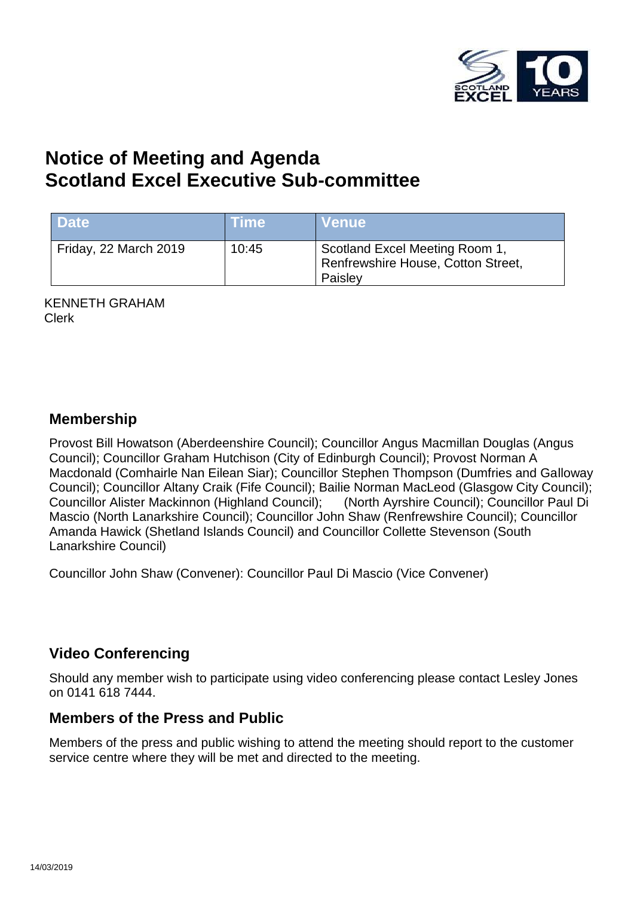# Notice of Meeting and Agenda
# Scotland Excel Executive Sub-committee

| Date | Time | Venue |
| --- | --- | --- |
| Friday, 22 March 2019 | 10:45 | Scotland Excel Meeting Room 1, Renfrewshire House, Cotton Street, Paisley |

KENNETH GRAHAM
Clerk

## Membership

Provost Bill Howatson (Aberdeenshire Council); Councillor Angus Macmillan Douglas (Angus Council); Councillor Graham Hutchison (City of Edinburgh Council); Provost Norman A Macdonald (Comhairle Nan Eilean Siar); Councillor Stephen Thompson (Dumfries and Galloway Council); Councillor Altany Craik (Fife Council); Bailie Norman MacLeod (Glasgow City Council); Councillor Alister Mackinnon (Highland Council); (North Ayrshire Council); Councillor Paul Di Mascio (North Lanarkshire Council); Councillor John Shaw (Renfrewshire Council); Councillor Amanda Hawick (Shetland Islands Council) and Councillor Collette Stevenson (South Lanarkshire Council)

Councillor John Shaw (Convener): Councillor Paul Di Mascio (Vice Convener)

## Video Conferencing

Should any member wish to participate using video conferencing please contact Lesley Jones on 0141 618 7444.

## Members of the Press and Public

Members of the press and public wishing to attend the meeting should report to the customer service centre where they will be met and directed to the meeting.

14/03/2019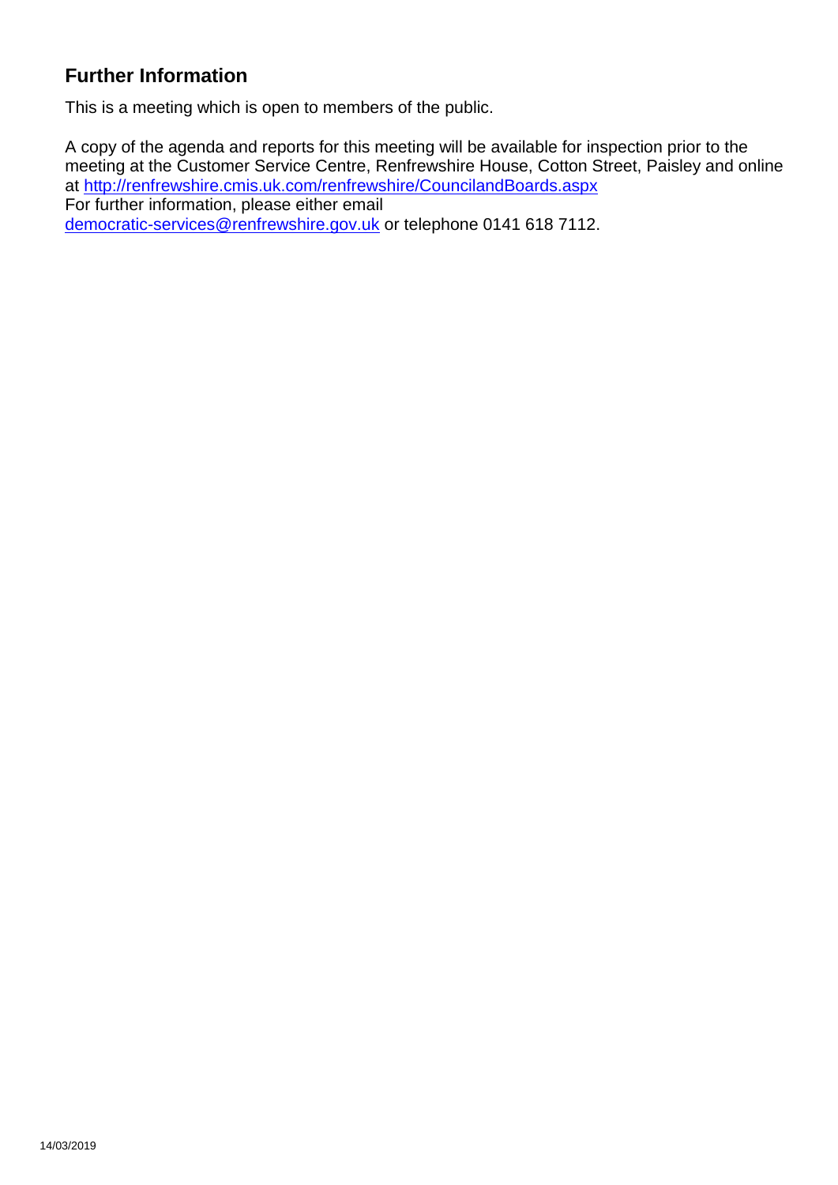## Further Information

This is a meeting which is open to members of the public.

A copy of the agenda and reports for this meeting will be available for inspection prior to the meeting at the Customer Service Centre, Renfrewshire House, Cotton Street, Paisley and online at http://renfrewshire.cmis.uk.com/renfrewshire/CouncilandBoards.aspx
For further information, please either email democratic-services@renfrewshire.gov.uk or telephone 0141 618 7112.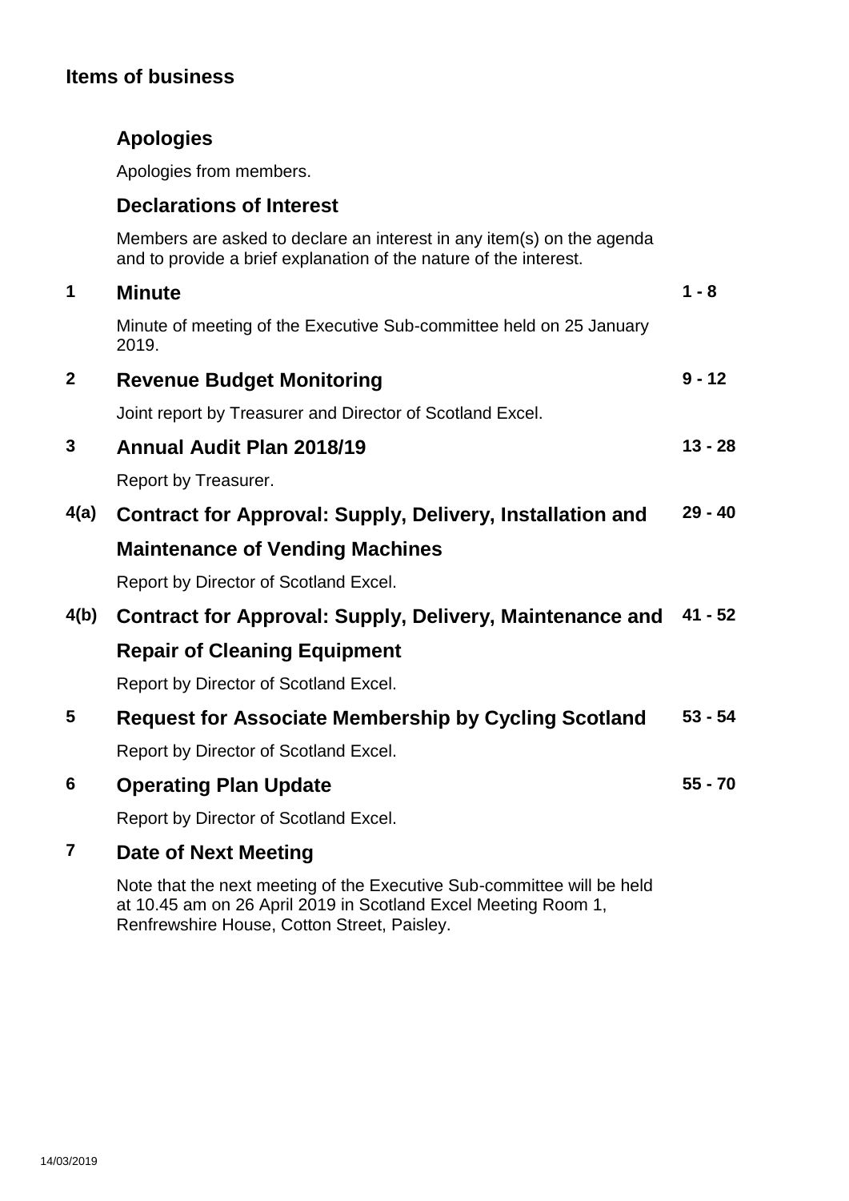## Items of business

### Apologies

Apologies from members.

### Declarations of Interest

Members are asked to declare an interest in any item(s) on the agenda and to provide a brief explanation of the nature of the interest.

| | | |
|---|---|---|
| **1** | **Minute**<br>Minute of meeting of the Executive Sub-committee held on 25 January 2019. | **1 - 8** |
| **2** | **Revenue Budget Monitoring**<br>Joint report by Treasurer and Director of Scotland Excel. | **9 - 12** |
| **3** | **Annual Audit Plan 2018/19**<br>Report by Treasurer. | **13 - 28** |
| **4(a)** | **Contract for Approval: Supply, Delivery, Installation and Maintenance of Vending Machines**<br>Report by Director of Scotland Excel. | **29 - 40** |
| **4(b)** | **Contract for Approval: Supply, Delivery, Maintenance and Repair of Cleaning Equipment**<br>Report by Director of Scotland Excel. | **41 - 52** |
| **5** | **Request for Associate Membership by Cycling Scotland**<br>Report by Director of Scotland Excel. | **53 - 54** |
| **6** | **Operating Plan Update**<br>Report by Director of Scotland Excel. | **55 - 70** |
| **7** | **Date of Next Meeting**<br>Note that the next meeting of the Executive Sub-committee will be held at 10.45 am on 26 April 2019 in Scotland Excel Meeting Room 1, Renfrewshire House, Cotton Street, Paisley. | |